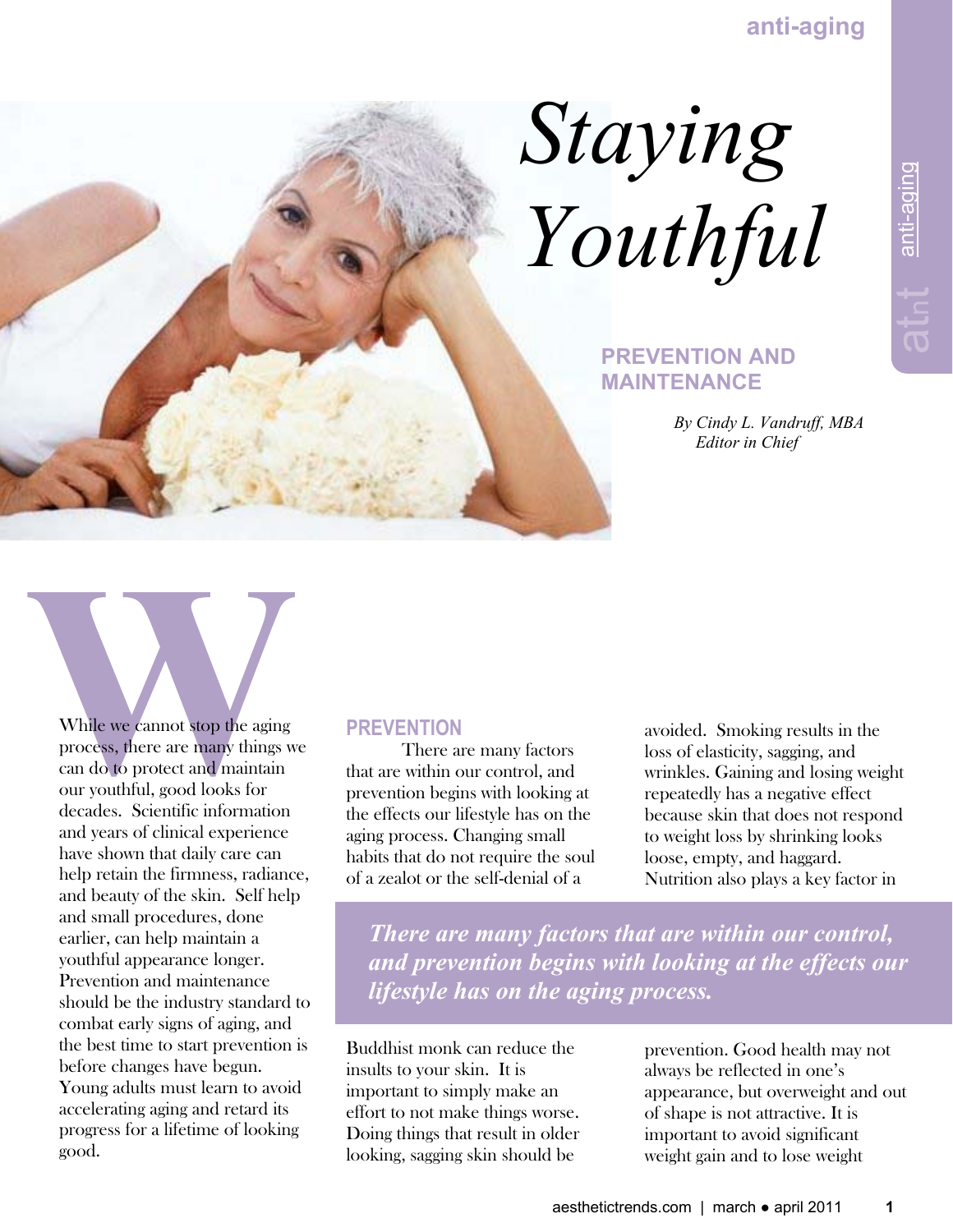# Staying Youthful

## PREVENTION AND MAINTENANCE

*By Cindy L. Vandruff, MBA*
*Editor in Chief*

While we cannot stop the aging process, there are many things we can do to protect and maintain our youthful, good looks for decades. Scientific information and years of clinical experience have shown that daily care can help retain the firmness, radiance, and beauty of the skin. Self help and small procedures, done earlier, can help maintain a youthful appearance longer. Prevention and maintenance should be the industry standard to combat early signs of aging, and the best time to start prevention is before changes have begun. Young adults must learn to avoid accelerating aging and retard its progress for a lifetime of looking good.

### PREVENTION

There are many factors that are within our control, and prevention begins with looking at the effects our lifestyle has on the aging process. Changing small habits that do not require the soul of a zealot or the self-denial of a Buddhist monk can reduce the insults to your skin. It is important to simply make an effort to not make things worse. Doing things that result in older looking, sagging skin should be avoided. Smoking results in the loss of elasticity, sagging, and wrinkles. Gaining and losing weight repeatedly has a negative effect because skin that does not respond to weight loss by shrinking looks loose, empty, and haggard. Nutrition also plays a key factor in prevention. Good health may not always be reflected in one's appearance, but overweight and out of shape is not attractive. It is important to avoid significant weight gain and to lose weight

> ***There are many factors that are within our control, and prevention begins with looking at the effects our lifestyle has on the aging process.***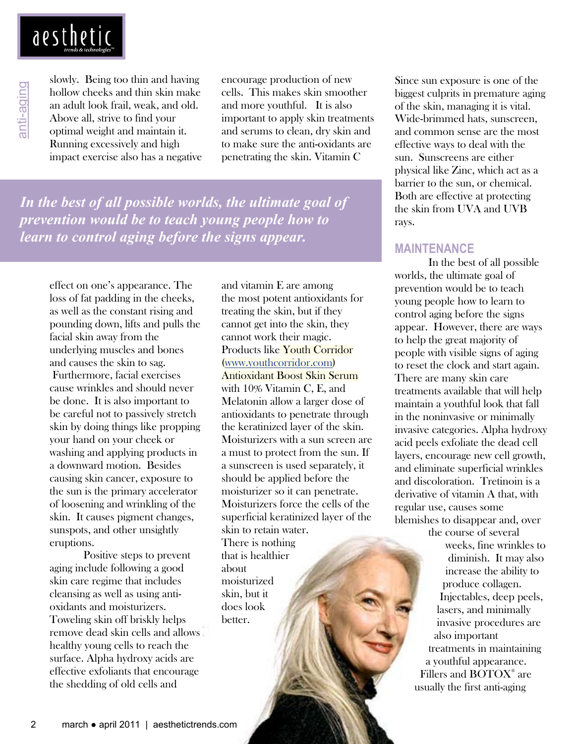slowly. Being too thin and having hollow cheeks and thin skin make an adult look frail, weak, and old. Above all, strive to find your optimal weight and maintain it. Running excessively and high impact exercise also has a negative effect on one's appearance. The loss of fat padding in the cheeks, as well as the constant rising and pounding down, lifts and pulls the facial skin away from the underlying muscles and bones and causes the skin to sag. Furthermore, facial exercises cause wrinkles and should never be done. It is also important to be careful not to passively stretch skin by doing things like propping your hand on your cheek or washing and applying products in a downward motion. Besides causing skin cancer, exposure to the sun is the primary accelerator of loosening and wrinkling of the skin. It causes pigment changes, sunspots, and other unsightly eruptions.

Positive steps to prevent aging include following a good skin care regime that includes cleansing as well as using anti-oxidants and moisturizers. Toweling skin off briskly helps remove dead skin cells and allows healthy young cells to reach the surface. Alpha hydroxy acids are effective exfoliants that encourage the shedding of old cells and encourage production of new cells. This makes skin smoother and more youthful. It is also important to apply skin treatments and serums to clean, dry skin and to make sure the anti-oxidants are penetrating the skin. Vitamin C and vitamin E are among the most potent antioxidants for treating the skin, but if they cannot get into the skin, they cannot work their magic. Products like Youth Corridor (www.youthcorridor.com) Antioxidant Boost Skin Serum with 10% Vitamin C, E, and Melatonin allow a larger dose of antioxidants to penetrate through the keratinized layer of the skin. Moisturizers with a sun screen are a must to protect from the sun. If a sunscreen is used separately, it should be applied before the moisturizer so it can penetrate. Moisturizers force the cells of the superficial keratinized layer of the skin to retain water. There is nothing that is healthier about moisturized skin, but it does look better.

*In the best of all possible worlds, the ultimate goal of prevention would be to teach young people how to learn to control aging before the signs appear.*

Since sun exposure is one of the biggest culprits in premature aging of the skin, managing it is vital. Wide-brimmed hats, sunscreen, and common sense are the most effective ways to deal with the sun. Sunscreens are either physical like Zinc, which act as a barrier to the sun, or chemical. Both are effective at protecting the skin from UVA and UVB rays.

## MAINTENANCE

In the best of all possible worlds, the ultimate goal of prevention would be to teach young people how to learn to control aging before the signs appear. However, there are ways to help the great majority of people with visible signs of aging to reset the clock and start again. There are many skin care treatments available that will help maintain a youthful look that fall in the noninvasive or minimally invasive categories. Alpha hydroxy acid peels exfoliate the dead cell layers, encourage new cell growth, and eliminate superficial wrinkles and discoloration. Tretinoin is a derivative of vitamin A that, with regular use, causes some blemishes to disappear and, over the course of several weeks, fine wrinkles to diminish. It may also increase the ability to produce collagen. Injectables, deep peels, lasers, and minimally invasive procedures are also important treatments in maintaining a youthful appearance. Fillers and BOTOX® are usually the first anti-aging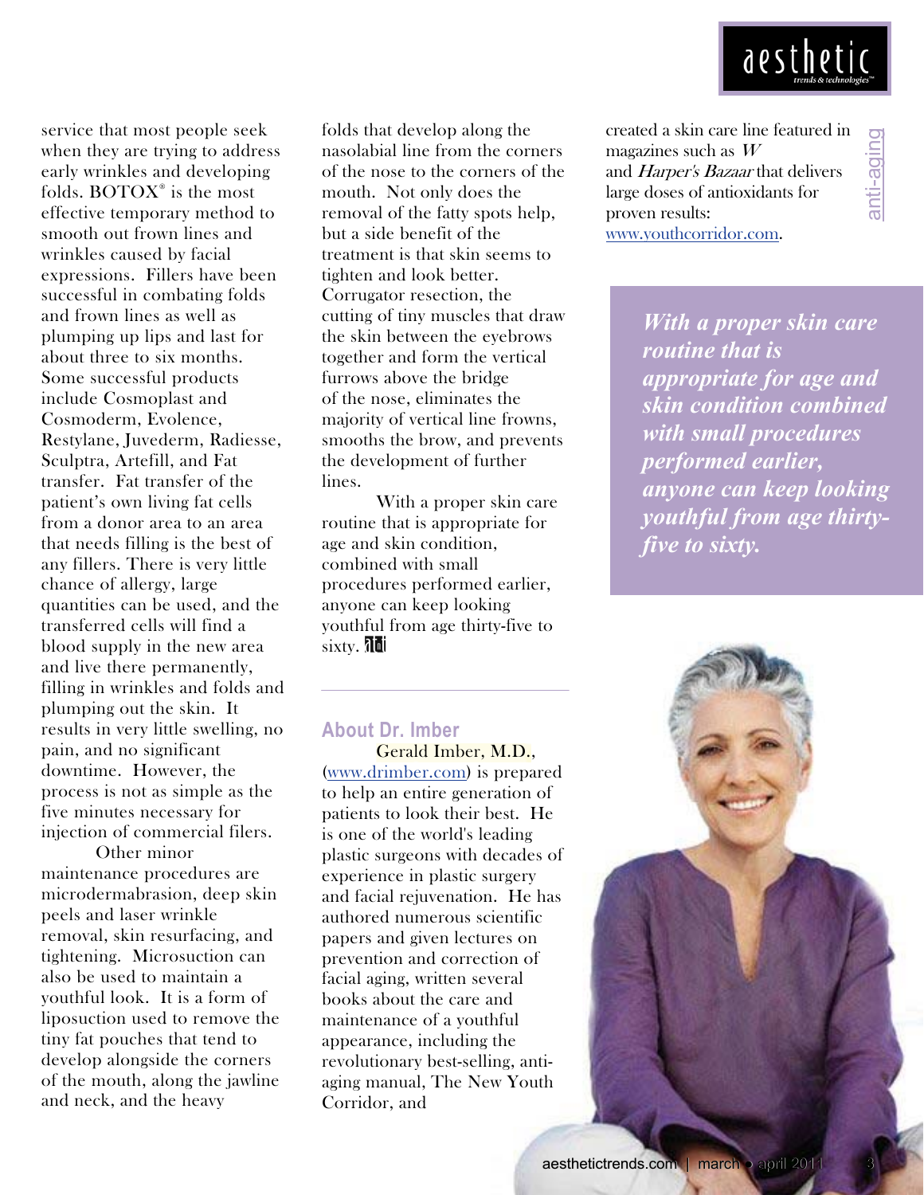service that most people seek when they are trying to address early wrinkles and developing folds. BOTOX® is the most effective temporary method to smooth out frown lines and wrinkles caused by facial expressions. Fillers have been successful in combating folds and frown lines as well as plumping up lips and last for about three to six months. Some successful products include Cosmoplast and Cosmoderm, Evolence, Restylane, Juvederm, Radiesse, Sculptra, Artefill, and Fat transfer. Fat transfer of the patient's own living fat cells from a donor area to an area that needs filling is the best of any fillers. There is very little chance of allergy, large quantities can be used, and the transferred cells will find a blood supply in the new area and live there permanently, filling in wrinkles and folds and plumping out the skin. It results in very little swelling, no pain, and no significant downtime. However, the process is not as simple as the five minutes necessary for injection of commercial filers.

Other minor maintenance procedures are microdermabrasion, deep skin peels and laser wrinkle removal, skin resurfacing, and tightening. Microsuction can also be used to maintain a youthful look. It is a form of liposuction used to remove the tiny fat pouches that tend to develop alongside the corners of the mouth, along the jawline and neck, and the heavy folds that develop along the nasolabial line from the corners of the nose to the corners of the mouth. Not only does the removal of the fatty spots help, but a side benefit of the treatment is that skin seems to tighten and look better. Corrugator resection, the cutting of tiny muscles that draw the skin between the eyebrows together and form the vertical furrows above the bridge of the nose, eliminates the majority of vertical line frowns, smooths the brow, and prevents the development of further lines.

With a proper skin care routine that is appropriate for age and skin condition, combined with small procedures performed earlier, anyone can keep looking youthful from age thirty-five to sixty.

***With a proper skin care routine that is appropriate for age and skin condition combined with small procedures performed earlier, anyone can keep looking youthful from age thirty-five to sixty.***

## About Dr. Imber

Gerald Imber, M.D., (www.drimber.com) is prepared to help an entire generation of patients to look their best. He is one of the world's leading plastic surgeons with decades of experience in plastic surgery and facial rejuvenation. He has authored numerous scientific papers and given lectures on prevention and correction of facial aging, written several books about the care and maintenance of a youthful appearance, including the revolutionary best-selling, anti-aging manual, The New Youth Corridor, and created a skin care line featured in magazines such as *W* and *Harper's Bazaar* that delivers large doses of antioxidants for proven results: www.youthcorridor.com.